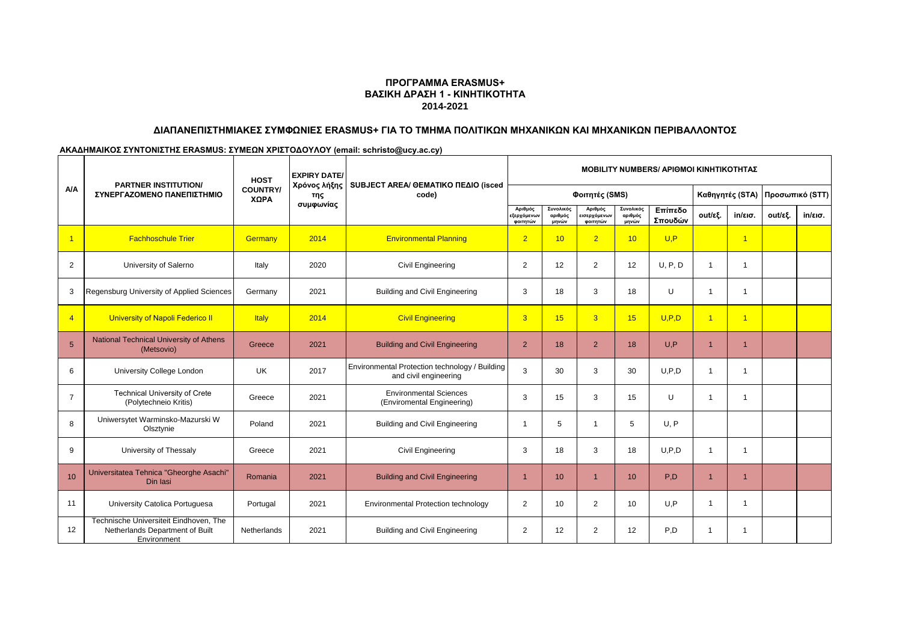# ΠΡΟΓΡΑΜΜΑ ERASMUS+
## ΒΑΣΙΚΗ ΔΡΑΣΗ 1 - ΚΙΝΗΤΙΚΟΤΗΤΑ
## 2014-2021

### ΔΙΑΠΑΝΕΠΙΣΤΗΜΙΑΚΕΣ ΣΥΜΦΩΝΙΕΣ ERASMUS+ ΓΙΑ ΤΟ ΤΜΗΜΑ ΠΟΛΙΤΙΚΩΝ ΜΗΧΑΝΙΚΩΝ ΚΑΙ ΜΗΧΑΝΙΚΩΝ ΠΕΡΙΒΑΛΛΟΝΤΟΣ

**ΑΚΑΔΗΜΑΙΚΟΣ ΣΥΝΤΟΝΙΣΤΗΣ ERASMUS: ΣΥΜΕΩΝ ΧΡΙΣΤΟΔΟΥΛΟΥ (email: schristo@ucy.ac.cy)**

| Α/Α | PARTNER INSTITUTION/ ΣΥΝΕΡΓΑΖΟΜΕΝΟ ΠΑΝΕΠΙΣΤΗΜΙΟ | HOST COUNTRY/ ΧΩΡΑ | EXPIRY DATE/ Χρόνος λήξης της συμφωνίας | SUBJECT AREA/ ΘΕΜΑΤΙΚΟ ΠΕΔΙΟ (isced code) | MOBILITY NUMBERS/ ΑΡΙΘΜΟΙ ΚΙΝΗΤΙΚΟΤΗΤΑΣ | | | | | | | | |
|---|---|---|---|---|---|---|---|---|---|---|---|---|---|
| | | | | | Φοιτητές (SMS) | | | | | Καθηγητές (STA) | | Προσωπικό (STT) | |
| | | | | | Αριθμός εξερχόμενων φοιτητών | Συνολικός αριθμός μηνών | Αριθμός εισερχόμενων φοιτητών | Συνολικός αριθμός μηνών | Επίπεδο Σπουδών | out/εξ. | in/εισ. | out/εξ. | in/εισ. |
| 1 | Fachhoschule Trier | Germany | 2014 | Environmental Planning | 2 | 10 | 2 | 10 | U,P | | 1 | | |
| 2 | University of Salerno | Italy | 2020 | Civil Engineering | 2 | 12 | 2 | 12 | U, P, D | 1 | 1 | | |
| 3 | Regensburg University of Applied Sciences | Germany | 2021 | Building and Civil Engineering | 3 | 18 | 3 | 18 | U | 1 | 1 | | |
| 4 | University of Napoli Federico II | Italy | 2014 | Civil Engineering | 3 | 15 | 3 | 15 | U,P,D | 1 | 1 | | |
| 5 | National Technical University of Athens (Metsovio) | Greece | 2021 | Building and Civil Engineering | 2 | 18 | 2 | 18 | U,P | 1 | 1 | | |
| 6 | University College London | UK | 2017 | Environmental Protection technology / Building and civil engineering | 3 | 30 | 3 | 30 | U,P,D | 1 | 1 | | |
| 7 | Technical University of Crete (Polytechneio Kritis) | Greece | 2021 | Environmental Sciences (Enviromental Engineering) | 3 | 15 | 3 | 15 | U | 1 | 1 | | |
| 8 | Uniwersytet Warminsko-Mazurski W Olsztynie | Poland | 2021 | Building and Civil Engineering | 1 | 5 | 1 | 5 | U, P | | | | |
| 9 | University of Thessaly | Greece | 2021 | Civil Engineering | 3 | 18 | 3 | 18 | U,P,D | 1 | 1 | | |
| 10 | Universitatea Tehnica "Gheorghe Asachi" Din Iasi | Romania | 2021 | Building and Civil Engineering | 1 | 10 | 1 | 10 | P,D | 1 | 1 | | |
| 11 | University Catolica Portuguesa | Portugal | 2021 | Environmental Protection technology | 2 | 10 | 2 | 10 | U,P | 1 | 1 | | |
| 12 | Technische Universiteit Eindhoven, The Netherlands Department of Built Environment | Netherlands | 2021 | Building and Civil Engineering | 2 | 12 | 2 | 12 | P,D | 1 | 1 | | |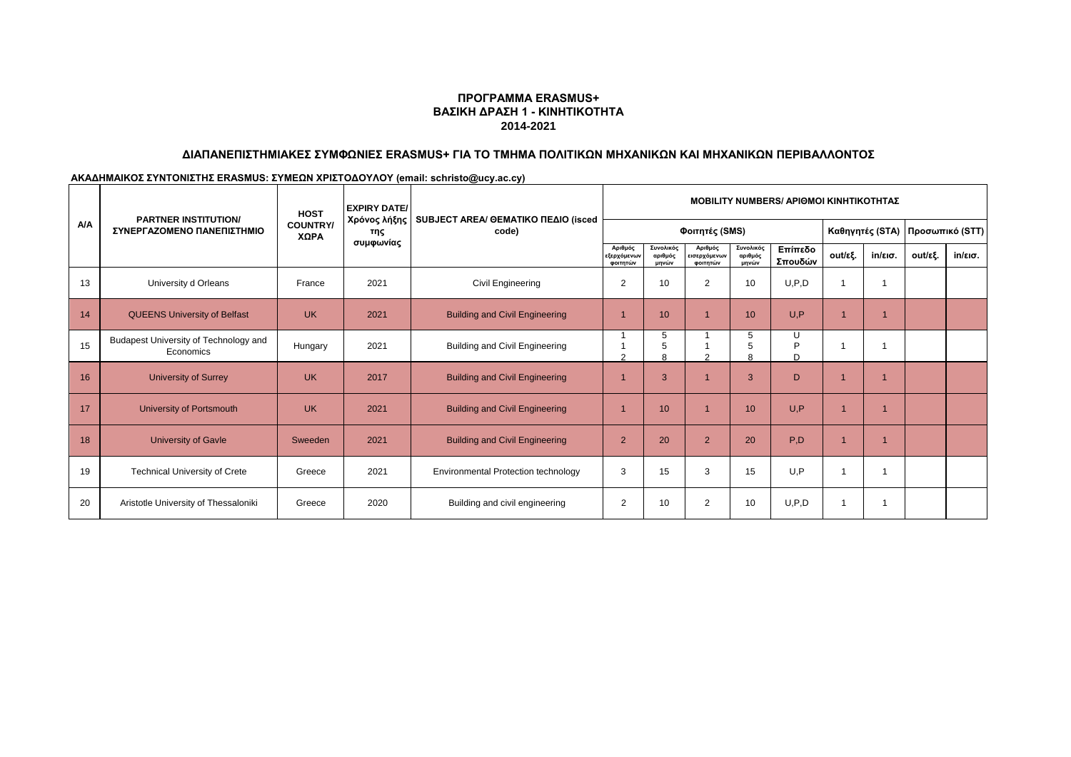**ΠΡΟΓΡΑΜΜΑ ERASMUS+**
**ΒΑΣΙΚΗ ΔΡΑΣΗ 1 - ΚΙΝΗΤΙΚΟΤΗΤΑ**
**2014-2021**

**ΔΙΑΠΑΝΕΠΙΣΤΗΜΙΑΚΕΣ ΣΥΜΦΩΝΙΕΣ ERASMUS+ ΓΙΑ ΤΟ ΤΜΗΜΑ ΠΟΛΙΤΙΚΩΝ ΜΗΧΑΝΙΚΩΝ ΚΑΙ ΜΗΧΑΝΙΚΩΝ ΠΕΡΙΒΑΛΛΟΝΤΟΣ**

**ΑΚΑΔΗΜΑΙΚΟΣ ΣΥΝΤΟΝΙΣΤΗΣ ERASMUS: ΣΥΜΕΩΝ ΧΡΙΣΤΟΔΟΥΛΟΥ (email: schristo@ucy.ac.cy)**

| A/A | PARTNER INSTITUTION/ ΣΥΝΕΡΓΑΖΟΜΕΝΟ ΠΑΝΕΠΙΣΤΗΜΙΟ | HOST COUNTRY/ ΧΩΡΑ | EXPIRY DATE/ Χρόνος λήξης της συμφωνίας | SUBJECT AREA/ ΘΕΜΑΤΙΚΟ ΠΕΔΙΟ (isced code) | MOBILITY NUMBERS/ ΑΡΙΘΜΟΙ ΚΙΝΗΤΙΚΟΤΗΤΑΣ | | | | | | | | |
|---|---|---|---|---|---|---|---|---|---|---|---|---|---|
| | | | | | Φοιτητές (SMS) | | | | | Καθηγητές (STA) | | Προσωπικό (STT) | |
| | | | | | Αριθμός εξερχόμενων φοιτητών | Συνολικός αριθμός μηνών | Αριθμός εισερχόμενων φοιτητών | Συνολικός αριθμός μηνών | Επίπεδο Σπουδών | out/εξ. | in/εισ. | out/εξ. | in/εισ. |
| 13 | University d Orleans | France | 2021 | Civil Engineering | 2 | 10 | 2 | 10 | U,P,D | 1 | 1 | | |
| 14 | QUEENS University of Belfast | UK | 2021 | Building and Civil Engineering | 1 | 10 | 1 | 10 | U,P | 1 | 1 | | |
| 15 | Budapest University of Technology and Economics | Hungary | 2021 | Building and Civil Engineering | 1<br>1<br>2 | 5<br>5<br>8 | 1<br>1<br>2 | 5<br>5<br>8 | U<br>P<br>D | 1 | 1 | | |
| 16 | University of Surrey | UK | 2017 | Building and Civil Engineering | 1 | 3 | 1 | 3 | D | 1 | 1 | | |
| 17 | University of Portsmouth | UK | 2021 | Building and Civil Engineering | 1 | 10 | 1 | 10 | U,P | 1 | 1 | | |
| 18 | University of Gavle | Sweeden | 2021 | Building and Civil Engineering | 2 | 20 | 2 | 20 | P,D | 1 | 1 | | |
| 19 | Technical University of Crete | Greece | 2021 | Environmental Protection technology | 3 | 15 | 3 | 15 | U,P | 1 | 1 | | |
| 20 | Aristotle University of Thessaloniki | Greece | 2020 | Building and civil engineering | 2 | 10 | 2 | 10 | U,P,D | 1 | 1 | | |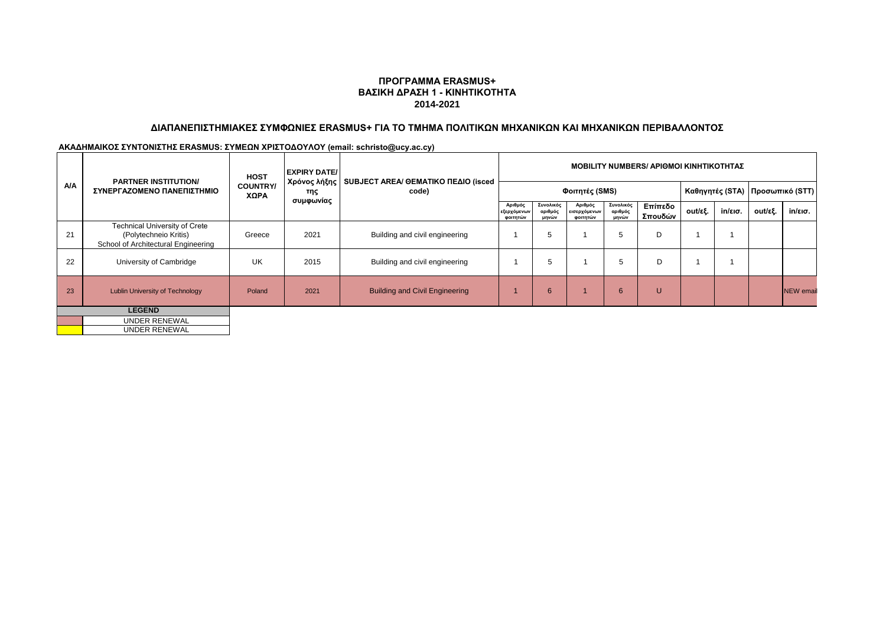## ΠΡΟΓΡΑΜΜΑ ERASMUS+
## ΒΑΣΙΚΗ ΔΡΑΣΗ 1 - ΚΙΝΗΤΙΚΟΤΗΤΑ
## 2014-2021

### ΔΙΑΠΑΝΕΠΙΣΤΗΜΙΑΚΕΣ ΣΥΜΦΩΝΙΕΣ ERASMUS+ ΓΙΑ ΤΟ ΤΜΗΜΑ ΠΟΛΙΤΙΚΩΝ ΜΗΧΑΝΙΚΩΝ ΚΑΙ ΜΗΧΑΝΙΚΩΝ ΠΕΡΙΒΑΛΛΟΝΤΟΣ

**ΑΚΑΔΗΜΑΙΚΟΣ ΣΥΝΤΟΝΙΣΤΗΣ ERASMUS: ΣΥΜΕΩΝ ΧΡΙΣΤΟΔΟΥΛΟΥ (email: schristo@ucy.ac.cy)**

| Α/Α | PARTNER INSTITUTION/ ΣΥΝΕΡΓΑΖΟΜΕΝΟ ΠΑΝΕΠΙΣΤΗΜΙΟ | HOST COUNTRY/ ΧΩΡΑ | EXPIRY DATE/ Χρόνος λήξης της συμφωνίας | SUBJECT AREA/ ΘΕΜΑΤΙΚΟ ΠΕΔΙΟ (isced code) | MOBILITY NUMBERS/ ΑΡΙΘΜΟΙ ΚΙΝΗΤΙΚΟΤΗΤΑΣ | | | | | | | | |
|---|---|---|---|---|---|---|---|---|---|---|---|---|---|
| | | | | | Φοιτητές (SMS) | | | | | Καθηγητές (STA) | | Προσωπικό (STT) | |
| | | | | | Αριθμός εξερχόμενων φοιτητών | Συνολικός αριθμός μηνών | Αριθμός εισερχόμενων φοιτητών | Συνολικός αριθμός μηνών | Επίπεδο Σπουδών | out/εξ. | in/εισ. | out/εξ. | in/εισ. |
| 21 | Technical University of Crete (Polytechneio Kritis) School of Architectural Engineering | Greece | 2021 | Building and civil engineering | 1 | 5 | 1 | 5 | D | 1 | 1 | | |
| 22 | University of Cambridge | UK | 2015 | Building and civil engineering | 1 | 5 | 1 | 5 | D | 1 | 1 | | |
| 23 | Lublin University of Technology | Poland | 2021 | Building and Civil Engineering | 1 | 6 | 1 | 6 | U | | | | NEW email |

| LEGEND | |
|---|---|
| (red) | UNDER RENEWAL |
| (yellow) | UNDER RENEWAL |